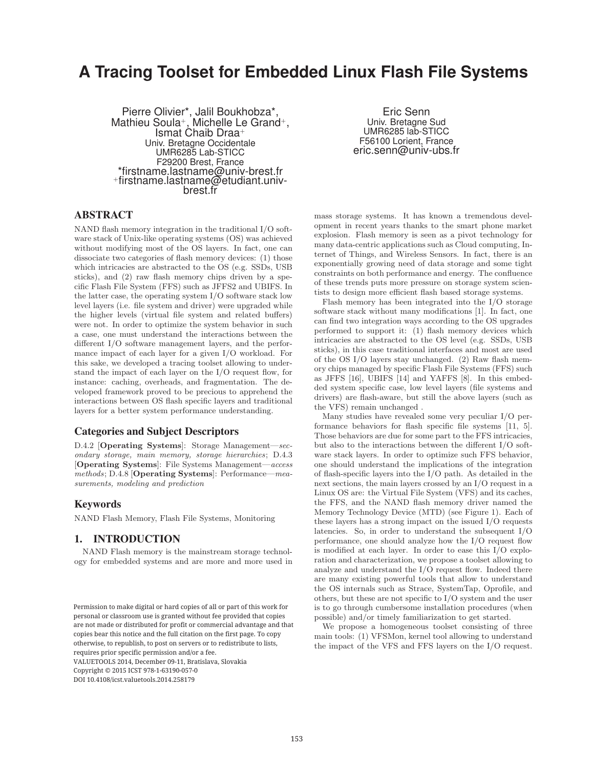# A Tracing Toolset for Embedded Linux Flash File Systems

Pierre Olivier*, Jalil Boukhobza*, Mathieu Soula+, Michelle Le Grand+, Ismat Chaib Draa+
Univ. Bretagne Occidentale
UMR6285 Lab-STICC
F29200 Brest, France
*firstname.lastname@univ-brest.fr
+firstname.lastname@etudiant.univ-brest.fr

Eric Senn
Univ. Bretagne Sud
UMR6285 lab-STICC
F56100 Lorient, France
eric.senn@univ-ubs.fr

## ABSTRACT

NAND flash memory integration in the traditional I/O software stack of Unix-like operating systems (OS) was achieved without modifying most of the OS layers. In fact, one can dissociate two categories of flash memory devices: (1) those which intricacies are abstracted to the OS (e.g. SSDs, USB sticks), and (2) raw flash memory chips driven by a specific Flash File System (FFS) such as JFFS2 and UBIFS. In the latter case, the operating system I/O software stack low level layers (i.e. file system and driver) were upgraded while the higher levels (virtual file system and related buffers) were not. In order to optimize the system behavior in such a case, one must understand the interactions between the different I/O software management layers, and the performance impact of each layer for a given I/O workload. For this sake, we developed a tracing toolset allowing to understand the impact of each layer on the I/O request flow, for instance: caching, overheads, and fragmentation. The developed framework proved to be precious to apprehend the interactions between OS flash specific layers and traditional layers for a better system performance understanding.

### Categories and Subject Descriptors

D.4.2 [**Operating Systems**]: Storage Management—*secondary storage, main memory, storage hierarchies*; D.4.3 [**Operating Systems**]: File Systems Management—*access methods*; D.4.8 [**Operating Systems**]: Performance—*measurements, modeling and prediction*

### Keywords

NAND Flash Memory, Flash File Systems, Monitoring

## 1. INTRODUCTION

NAND Flash memory is the mainstream storage technology for embedded systems and are more and more used in mass storage systems. It has known a tremendous development in recent years thanks to the smart phone market explosion. Flash memory is seen as a pivot technology for many data-centric applications such as Cloud computing, Internet of Things, and Wireless Sensors. In fact, there is an exponentially growing need of data storage and some tight constraints on both performance and energy. The confluence of these trends puts more pressure on storage system scientists to design more efficient flash based storage systems.

Flash memory has been integrated into the I/O storage software stack without many modifications [1]. In fact, one can find two integration ways according to the OS upgrades performed to support it: (1) flash memory devices which intricacies are abstracted to the OS level (e.g. SSDs, USB sticks), in this case traditional interfaces and most are used of the OS I/O layers stay unchanged. (2) Raw flash memory chips managed by specific Flash File Systems (FFS) such as JFFS [16], UBIFS [14] and YAFFS [8]. In this embedded system specific case, low level layers (file systems and drivers) are flash-aware, but still the above layers (such as the VFS) remain unchanged .

Many studies have revealed some very peculiar I/O performance behaviors for flash specific file systems [11, 5]. Those behaviors are due for some part to the FFS intricacies, but also to the interactions between the different I/O software stack layers. In order to optimize such FFS behavior, one should understand the implications of the integration of flash-specific layers into the I/O path. As detailed in the next sections, the main layers crossed by an I/O request in a Linux OS are: the Virtual File System (VFS) and its caches, the FFS, and the NAND flash memory driver named the Memory Technology Device (MTD) (see Figure 1). Each of these layers has a strong impact on the issued I/O requests latencies. So, in order to understand the subsequent I/O performance, one should analyze how the I/O request flow is modified at each layer. In order to ease this I/O exploration and characterization, we propose a toolset allowing to analyze and understand the I/O request flow. Indeed there are many existing powerful tools that allow to understand the OS internals such as Strace, SystemTap, Oprofile, and others, but these are not specific to I/O system and the user is to go through cumbersome installation procedures (when possible) and/or timely familiarization to get started.

We propose a homogeneous toolset consisting of three main tools: (1) VFSMon, kernel tool allowing to understand the impact of the VFS and FFS layers on the I/O request.

Permission to make digital or hard copies of all or part of this work for personal or classroom use is granted without fee provided that copies are not made or distributed for profit or commercial advantage and that copies bear this notice and the full citation on the first page. To copy otherwise, to republish, to post on servers or to redistribute to lists, requires prior specific permission and/or a fee.
VALUETOOLS 2014, December 09-11, Bratislava, Slovakia
Copyright © 2015 ICST 978-1-63190-057-0
DOI 10.4108/icst.valuetools.2014.258179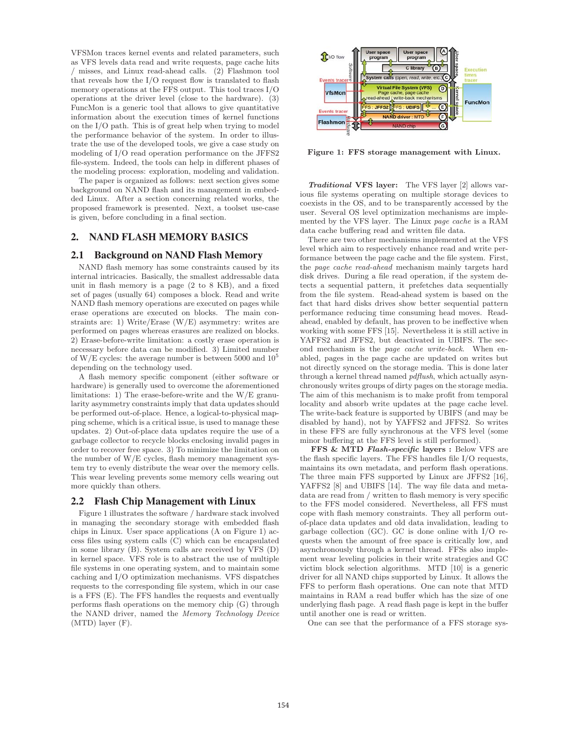VFSMon traces kernel events and related parameters, such as VFS levels data read and write requests, page cache hits / misses, and Linux read-ahead calls. (2) Flashmon tool that reveals how the I/O request flow is translated to flash memory operations at the FFS output. This tool traces I/O operations at the driver level (close to the hardware). (3) FuncMon is a generic tool that allows to give quantitative information about the execution times of kernel functions on the I/O path. This is of great help when trying to model the performance behavior of the system. In order to illustrate the use of the developed tools, we give a case study on modeling of I/O read operation performance on the JFFS2 file-system. Indeed, the tools can help in different phases of the modeling process: exploration, modeling and validation.

The paper is organized as follows: next section gives some background on NAND flash and its management in embedded Linux. After a section concerning related works, the proposed framework is presented. Next, a toolset use-case is given, before concluding in a final section.

## 2. NAND FLASH MEMORY BASICS

### 2.1 Background on NAND Flash Memory

NAND flash memory has some constraints caused by its internal intricacies. Basically, the smallest addressable data unit in flash memory is a page (2 to 8 KB), and a fixed set of pages (usually 64) composes a block. Read and write NAND flash memory operations are executed on pages while erase operations are executed on blocks. The main constraints are: 1) Write/Erase (W/E) asymmetry: writes are performed on pages whereas erasures are realized on blocks. 2) Erase-before-write limitation: a costly erase operation is necessary before data can be modified. 3) Limited number of W/E cycles: the average number is between 5000 and $10^5$ depending on the technology used.

A flash memory specific component (either software or hardware) is generally used to overcome the aforementioned limitations: 1) The erase-before-write and the W/E granularity asymmetry constraints imply that data updates should be performed out-of-place. Hence, a logical-to-physical mapping scheme, which is a critical issue, is used to manage these updates. 2) Out-of-place data updates require the use of a garbage collector to recycle blocks enclosing invalid pages in order to recover free space. 3) To minimize the limitation on the number of W/E cycles, flash memory management system try to evenly distribute the wear over the memory cells. This wear leveling prevents some memory cells wearing out more quickly than others.

### 2.2 Flash Chip Management with Linux

Figure 1 illustrates the software / hardware stack involved in managing the secondary storage with embedded flash chips in Linux. User space applications (A on Figure 1) access files using system calls (C) which can be encapsulated in some library (B). System calls are received by VFS (D) in kernel space. VFS role is to abstract the use of multiple file systems in one operating system, and to maintain some caching and I/O optimization mechanisms. VFS dispatches requests to the corresponding file system, which in our case is a FFS (E). The FFS handles the requests and eventually performs flash operations on the memory chip (G) through the NAND driver, named the *Memory Technology Device* (MTD) layer (F).

**Figure 1: FFS storage management with Linux.**

***Traditional* VFS layer:** The VFS layer [2] allows various file systems operating on multiple storage devices to coexists in the OS, and to be transparently accessed by the user. Several OS level optimization mechanisms are implemented by the VFS layer. The Linux *page cache* is a RAM data cache buffering read and written file data.

There are two other mechanisms implemented at the VFS level which aim to respectively enhance read and write performance between the page cache and the file system. First, the *page cache read-ahead* mechanism mainly targets hard disk drives. During a file read operation, if the system detects a sequential pattern, it prefetches data sequentially from the file system. Read-ahead system is based on the fact that hard disks drives show better sequential pattern performance reducing time consuming head moves. Read-ahead, enabled by default, has proven to be ineffective when working with some FFS [15]. Nevertheless it is still active in YAFFS2 and JFFS2, but deactivated in UBIFS. The second mechanism is the *page cache write-back*. When enabled, pages in the page cache are updated on writes but not directly synced on the storage media. This is done later through a kernel thread named *pdflush*, which actually asynchronously writes groups of dirty pages on the storage media. The aim of this mechanism is to make profit from temporal locality and absorb write updates at the page cache level. The write-back feature is supported by UBIFS (and may be disabled by hand), not by YAFFS2 and JFFS2. So writes in these FFS are fully synchronous at the VFS level (some minor buffering at the FFS level is still performed).

**FFS & MTD *Flash-specific* layers :** Below VFS are the flash specific layers. The FFS handles file I/O requests, maintains its own metadata, and perform flash operations. The three main FFS supported by Linux are JFFS2 [16], YAFFS2 [8] and UBIFS [14]. The way file data and metadata are read from / written to flash memory is very specific to the FFS model considered. Nevertheless, all FFS must cope with flash memory constraints. They all perform out-of-place data updates and old data invalidation, leading to garbage collection (GC). GC is done online with I/O requests when the amount of free space is critically low, and asynchronously through a kernel thread. FFSs also implement wear leveling policies in their write strategies and GC victim block selection algorithms. MTD [10] is a generic driver for all NAND chips supported by Linux. It allows the FFS to perform flash operations. One can note that MTD maintains in RAM a read buffer which has the size of one underlying flash page. A read flash page is kept in the buffer until another one is read or written.

One can see that the performance of a FFS storage sys-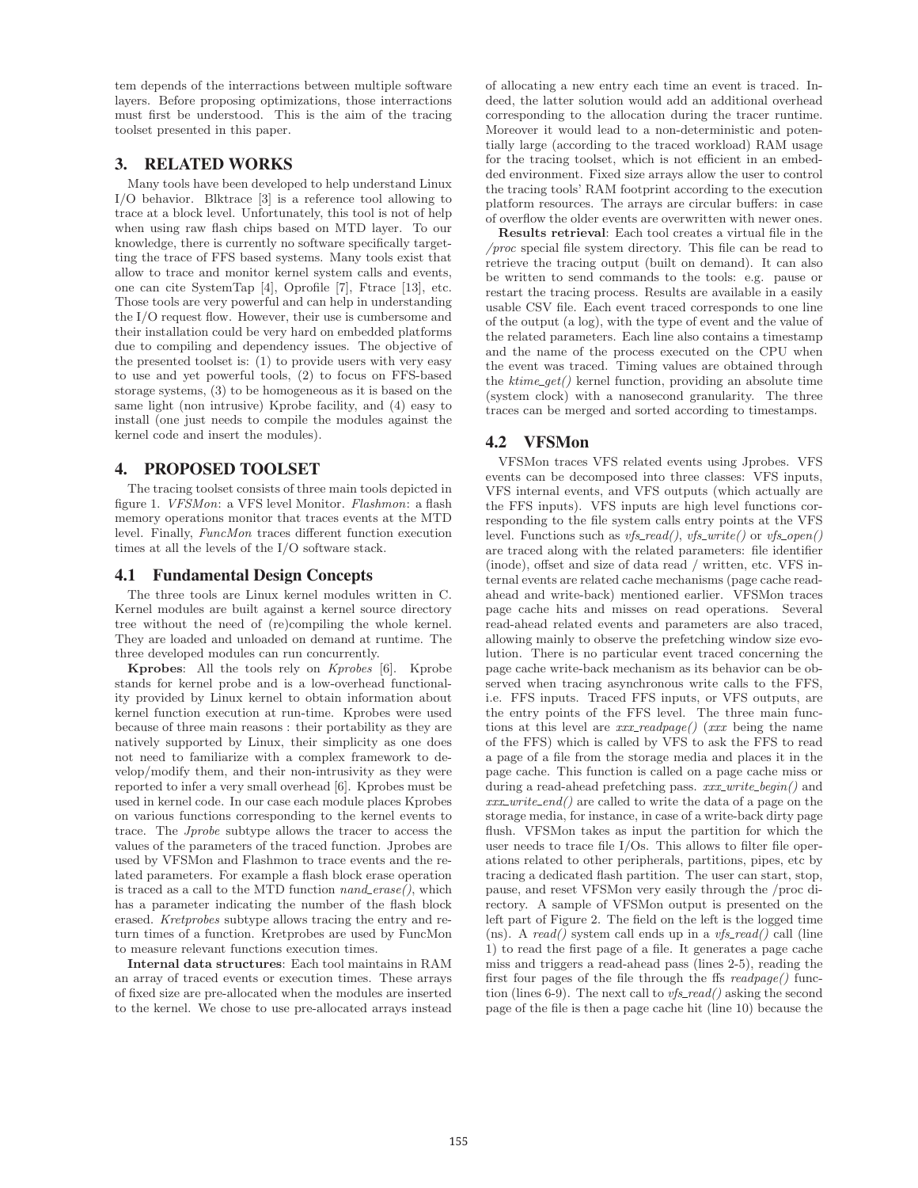tem depends of the interractions between multiple software layers. Before proposing optimizations, those interractions must first be understood. This is the aim of the tracing toolset presented in this paper.

## 3. RELATED WORKS

Many tools have been developed to help understand Linux I/O behavior. Blktrace [3] is a reference tool allowing to trace at a block level. Unfortunately, this tool is not of help when using raw flash chips based on MTD layer. To our knowledge, there is currently no software specifically targetting the trace of FFS based systems. Many tools exist that allow to trace and monitor kernel system calls and events, one can cite SystemTap [4], Oprofile [7], Ftrace [13], etc. Those tools are very powerful and can help in understanding the I/O request flow. However, their use is cumbersome and their installation could be very hard on embedded platforms due to compiling and dependency issues. The objective of the presented toolset is: (1) to provide users with very easy to use and yet powerful tools, (2) to focus on FFS-based storage systems, (3) to be homogeneous as it is based on the same light (non intrusive) Kprobe facility, and (4) easy to install (one just needs to compile the modules against the kernel code and insert the modules).

## 4. PROPOSED TOOLSET

The tracing toolset consists of three main tools depicted in figure 1. *VFSMon*: a VFS level Monitor. *Flashmon*: a flash memory operations monitor that traces events at the MTD level. Finally, *FuncMon* traces different function execution times at all the levels of the I/O software stack.

### 4.1 Fundamental Design Concepts

The three tools are Linux kernel modules written in C. Kernel modules are built against a kernel source directory tree without the need of (re)compiling the whole kernel. They are loaded and unloaded on demand at runtime. The three developed modules can run concurrently.

**Kprobes**: All the tools rely on *Kprobes* [6]. Kprobe stands for kernel probe and is a low-overhead functionality provided by Linux kernel to obtain information about kernel function execution at run-time. Kprobes were used because of three main reasons : their portability as they are natively supported by Linux, their simplicity as one does not need to familiarize with a complex framework to develop/modify them, and their non-intrusivity as they were reported to infer a very small overhead [6]. Kprobes must be used in kernel code. In our case each module places Kprobes on various functions corresponding to the kernel events to trace. The *Jprobe* subtype allows the tracer to access the values of the parameters of the traced function. Jprobes are used by VFSMon and Flashmon to trace events and the related parameters. For example a flash block erase operation is traced as a call to the MTD function *nand_erase()*, which has a parameter indicating the number of the flash block erased. *Kretprobes* subtype allows tracing the entry and return times of a function. Kretprobes are used by FuncMon to measure relevant functions execution times.

**Internal data structures**: Each tool maintains in RAM an array of traced events or execution times. These arrays of fixed size are pre-allocated when the modules are inserted to the kernel. We chose to use pre-allocated arrays instead of allocating a new entry each time an event is traced. Indeed, the latter solution would add an additional overhead corresponding to the allocation during the tracer runtime. Moreover it would lead to a non-deterministic and potentially large (according to the traced workload) RAM usage for the tracing toolset, which is not efficient in an embedded environment. Fixed size arrays allow the user to control the tracing tools' RAM footprint according to the execution platform resources. The arrays are circular buffers: in case of overflow the older events are overwritten with newer ones.

**Results retrieval**: Each tool creates a virtual file in the */proc* special file system directory. This file can be read to retrieve the tracing output (built on demand). It can also be written to send commands to the tools: e.g. pause or restart the tracing process. Results are available in a easily usable CSV file. Each event traced corresponds to one line of the output (a log), with the type of event and the value of the related parameters. Each line also contains a timestamp and the name of the process executed on the CPU when the event was traced. Timing values are obtained through the *ktime_get()* kernel function, providing an absolute time (system clock) with a nanosecond granularity. The three traces can be merged and sorted according to timestamps.

### 4.2 VFSMon

VFSMon traces VFS related events using Jprobes. VFS events can be decomposed into three classes: VFS inputs, VFS internal events, and VFS outputs (which actually are the FFS inputs). VFS inputs are high level functions corresponding to the file system calls entry points at the VFS level. Functions such as *vfs_read()*, *vfs_write()* or *vfs_open()* are traced along with the related parameters: file identifier (inode), offset and size of data read / written, etc. VFS internal events are related cache mechanisms (page cache read-ahead and write-back) mentioned earlier. VFSMon traces page cache hits and misses on read operations. Several read-ahead related events and parameters are also traced, allowing mainly to observe the prefetching window size evolution. There is no particular event traced concerning the page cache write-back mechanism as its behavior can be observed when tracing asynchronous write calls to the FFS, i.e. FFS inputs. Traced FFS inputs, or VFS outputs, are the entry points of the FFS level. The three main functions at this level are *xxx_readpage()* (*xxx* being the name of the FFS) which is called by VFS to ask the FFS to read a page of a file from the storage media and places it in the page cache. This function is called on a page cache miss or during a read-ahead prefetching pass. *xxx_write_begin()* and *xxx_write_end()* are called to write the data of a page on the storage media, for instance, in case of a write-back dirty page flush. VFSMon takes as input the partition for which the user needs to trace file I/Os. This allows to filter file operations related to other peripherals, partitions, pipes, etc by tracing a dedicated flash partition. The user can start, stop, pause, and reset VFSMon very easily through the /proc directory. A sample of VFSMon output is presented on the left part of Figure 2. The field on the left is the logged time (ns). A *read()* system call ends up in a *vfs_read()* call (line 1) to read the first page of a file. It generates a page cache miss and triggers a read-ahead pass (lines 2-5), reading the first four pages of the file through the ffs *readpage()* function (lines 6-9). The next call to *vfs_read()* asking the second page of the file is then a page cache hit (line 10) because the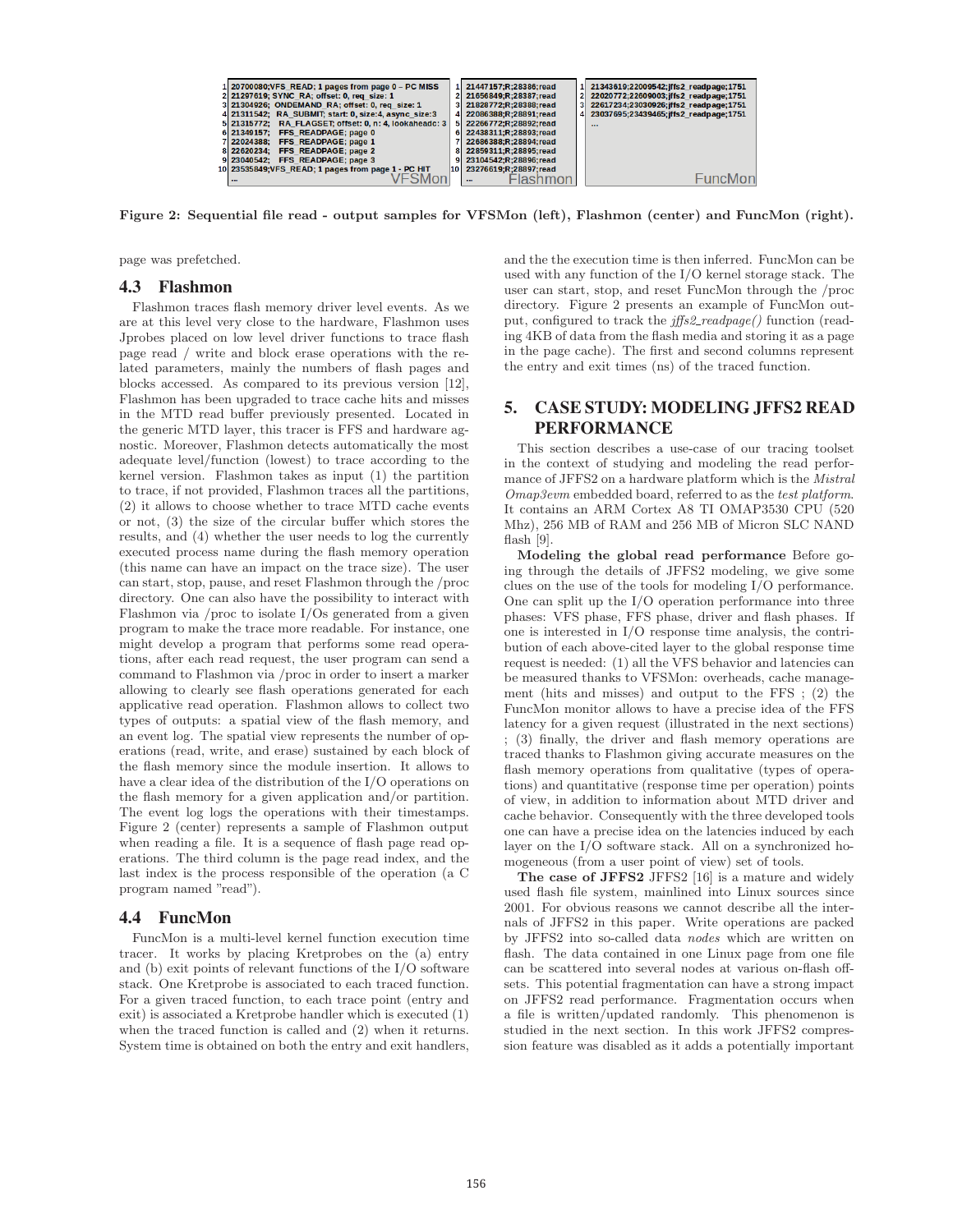```
1  20700080;VFS_READ; 1 pages from page 0 – PC MISS
2  21297619; SYNC_RA; offset: 0, req_size: 1
3  21304926; ONDEMAND_RA; offset: 0, req_size: 1
4  21311542; RA_SUBMIT; start: 0, size:4, async_size:3
5  21315772; RA_FLAGSET; offset: 0, n: 4, lookaheadc: 3
6  21349157; FFS_READPAGE; page 0
7  22024388; FFS_READPAGE; page 1
8  22620234; FFS_READPAGE; page 2
9  23040542; FFS_READPAGE; page 3
10 23535849;VFS_READ; 1 pages from page 1 - PC HIT
...                                              VFSMon
```

```
1  21447157;R;28386;read
2  21656849;R;28387;read
3  21828772;R;28388;read
4  22086388;R;28891;read
5  22266772;R;28892;read
6  22438311;R;28893;read
7  22686388;R;28894;read
8  22859311;R;28895;read
9  23104542;R;28896;read
10 23276619;R;28897;read
...                    Flashmon
```

```
1  21343619;22009542;jffs2_readpage;1751
2  22020772;22609003;jffs2_readpage;1751
3  22617234;23030926;jffs2_readpage;1751
4  23037695;23439465;jffs2_readpage;1751
...
                                   FuncMon
```

**Figure 2: Sequential file read - output samples for VFSMon (left), Flashmon (center) and FuncMon (right).**

page was prefetched.

## 4.3 Flashmon

Flashmon traces flash memory driver level events. As we are at this level very close to the hardware, Flashmon uses Jprobes placed on low level driver functions to trace flash page read / write and block erase operations with the related parameters, mainly the numbers of flash pages and blocks accessed. As compared to its previous version [12], Flashmon has been upgraded to trace cache hits and misses in the MTD read buffer previously presented. Located in the generic MTD layer, this tracer is FFS and hardware agnostic. Moreover, Flashmon detects automatically the most adequate level/function (lowest) to trace according to the kernel version. Flashmon takes as input (1) the partition to trace, if not provided, Flashmon traces all the partitions, (2) it allows to choose whether to trace MTD cache events or not, (3) the size of the circular buffer which stores the results, and (4) whether the user needs to log the currently executed process name during the flash memory operation (this name can have an impact on the trace size). The user can start, stop, pause, and reset Flashmon through the /proc directory. One can also have the possibility to interact with Flashmon via /proc to isolate I/Os generated from a given program to make the trace more readable. For instance, one might develop a program that performs some read operations, after each read request, the user program can send a command to Flashmon via /proc in order to insert a marker allowing to clearly see flash operations generated for each applicative read operation. Flashmon allows to collect two types of outputs: a spatial view of the flash memory, and an event log. The spatial view represents the number of operations (read, write, and erase) sustained by each block of the flash memory since the module insertion. It allows to have a clear idea of the distribution of the I/O operations on the flash memory for a given application and/or partition. The event log logs the operations with their timestamps. Figure 2 (center) represents a sample of Flashmon output when reading a file. It is a sequence of flash page read operations. The third column is the page read index, and the last index is the process responsible of the operation (a C program named "read").

## 4.4 FuncMon

FuncMon is a multi-level kernel function execution time tracer. It works by placing Kretprobes on the (a) entry and (b) exit points of relevant functions of the I/O software stack. One Kretprobe is associated to each traced function. For a given traced function, to each trace point (entry and exit) is associated a Kretprobe handler which is executed (1) when the traced function is called and (2) when it returns. System time is obtained on both the entry and exit handlers, and the the execution time is then inferred. FuncMon can be used with any function of the I/O kernel storage stack. The user can start, stop, and reset FuncMon through the /proc directory. Figure 2 presents an example of FuncMon output, configured to track the *jffs2_readpage()* function (reading 4KB of data from the flash media and storing it as a page in the page cache). The first and second columns represent the entry and exit times (ns) of the traced function.

# 5. CASE STUDY: MODELING JFFS2 READ PERFORMANCE

This section describes a use-case of our tracing toolset in the context of studying and modeling the read performance of JFFS2 on a hardware platform which is the *Mistral Omap3evm* embedded board, referred to as the *test platform*. It contains an ARM Cortex A8 TI OMAP3530 CPU (520 Mhz), 256 MB of RAM and 256 MB of Micron SLC NAND flash [9].

**Modeling the global read performance** Before going through the details of JFFS2 modeling, we give some clues on the use of the tools for modeling I/O performance. One can split up the I/O operation performance into three phases: VFS phase, FFS phase, driver and flash phases. If one is interested in I/O response time analysis, the contribution of each above-cited layer to the global response time request is needed: (1) all the VFS behavior and latencies can be measured thanks to VFSMon: overheads, cache management (hits and misses) and output to the FFS ; (2) the FuncMon monitor allows to have a precise idea of the FFS latency for a given request (illustrated in the next sections) ; (3) finally, the driver and flash memory operations are traced thanks to Flashmon giving accurate measures on the flash memory operations from qualitative (types of operations) and quantitative (response time per operation) points of view, in addition to information about MTD driver and cache behavior. Consequently with the three developed tools one can have a precise idea on the latencies induced by each layer on the I/O software stack. All on a synchronized homogeneous (from a user point of view) set of tools.

**The case of JFFS2** JFFS2 [16] is a mature and widely used flash file system, mainlined into Linux sources since 2001. For obvious reasons we cannot describe all the internals of JFFS2 in this paper. Write operations are packed by JFFS2 into so-called data *nodes* which are written on flash. The data contained in one Linux page from one file can be scattered into several nodes at various on-flash offsets. This potential fragmentation can have a strong impact on JFFS2 read performance. Fragmentation occurs when a file is written/updated randomly. This phenomenon is studied in the next section. In this work JFFS2 compression feature was disabled as it adds a potentially important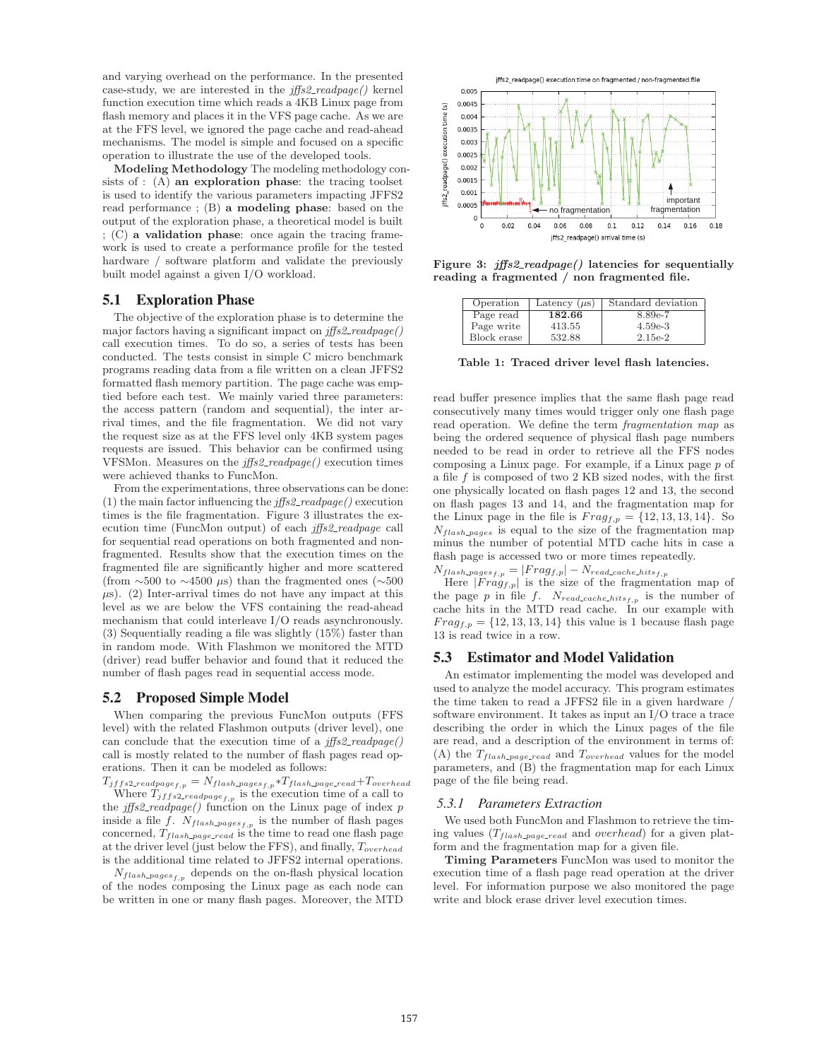and varying overhead on the performance. In the presented case-study, we are interested in the *jffs2_readpage()* kernel function execution time which reads a 4KB Linux page from flash memory and places it in the VFS page cache. As we are at the FFS level, we ignored the page cache and read-ahead mechanisms. The model is simple and focused on a specific operation to illustrate the use of the developed tools.

**Modeling Methodology** The modeling methodology consists of : (A) **an exploration phase**: the tracing toolset is used to identify the various parameters impacting JFFS2 read performance ; (B) **a modeling phase**: based on the output of the exploration phase, a theoretical model is built ; (C) **a validation phase**: once again the tracing framework is used to create a performance profile for the tested hardware / software platform and validate the previously built model against a given I/O workload.

## 5.1 Exploration Phase

The objective of the exploration phase is to determine the major factors having a significant impact on *jffs2_readpage()* call execution times. To do so, a series of tests has been conducted. The tests consist in simple C micro benchmark programs reading data from a file written on a clean JFFS2 formatted flash memory partition. The page cache was emptied before each test. We mainly varied three parameters: the access pattern (random and sequential), the inter arrival times, and the file fragmentation. We did not vary the request size as at the FFS level only 4KB system pages requests are issued. This behavior can be confirmed using VFSMon. Measures on the *jffs2_readpage()* execution times were achieved thanks to FuncMon.

From the experimentations, three observations can be done: (1) the main factor influencing the *jffs2_readpage()* execution times is the file fragmentation. Figure 3 illustrates the execution time (FuncMon output) of each *jffs2_readpage* call for sequential read operations on both fragmented and non-fragmented. Results show that the execution times on the fragmented file are significantly higher and more scattered (from ∼500 to ∼4500 $\mu$s) than the fragmented ones (∼500 $\mu$s). (2) Inter-arrival times do not have any impact at this level as we are below the VFS containing the read-ahead mechanism that could interleave I/O reads asynchronously. (3) Sequentially reading a file was slightly (15%) faster than in random mode. With Flashmon we monitored the MTD (driver) read buffer behavior and found that it reduced the number of flash pages read in sequential access mode.

## 5.2 Proposed Simple Model

When comparing the previous FuncMon outputs (FFS level) with the related Flashmon outputs (driver level), one can conclude that the execution time of a *jffs2_readpage()* call is mostly related to the number of flash pages read operations. Then it can be modeled as follows:

$$T_{jffs2\_readpage_{f,p}} = N_{flash\_pages_{f,p}} * T_{flash\_page\_read} + T_{overhead}$$

Where $T_{jffs2\_readpage_{f,p}}$ is the execution time of a call to the *jffs2_readpage()* function on the Linux page of index $p$ inside a file $f$. $N_{flash\_pages_{f,p}}$ is the number of flash pages concerned, $T_{flash\_page\_read}$ is the time to read one flash page at the driver level (just below the FFS), and finally, $T_{overhead}$ is the additional time related to JFFS2 internal operations.

$N_{flash\_pages_{f,p}}$ depends on the on-flash physical location of the nodes composing the Linux page as each node can be written in one or many flash pages. Moreover, the MTD read buffer presence implies that the same flash page read consecutively many times would trigger only one flash page read operation. We define the term *fragmentation map* as being the ordered sequence of physical flash page numbers needed to be read in order to retrieve all the FFS nodes composing a Linux page. For example, if a Linux page $p$ of a file $f$ is composed of two 2 KB sized nodes, with the first one physically located on flash pages 12 and 13, the second on flash pages 13 and 14, and the fragmentation map for the Linux page in the file is $Frag_{f,p} = \{12, 13, 13, 14\}$. So $N_{flash\_pages}$ is equal to the size of the fragmentation map minus the number of potential MTD cache hits in case a flash page is accessed two or more times repeatedly.

$$N_{flash\_pages_{f,p}} = |Frag_{f,p}| - N_{read\_cache\_hits_{f,p}}$$

Here $|Frag_{f,p}|$ is the size of the fragmentation map of the page $p$ in file $f$. $N_{read\_cache\_hits_{f,p}}$ is the number of cache hits in the MTD read cache. In our example with $Frag_{f,p} = \{12, 13, 13, 14\}$ this value is 1 because flash page 13 is read twice in a row.

**Figure 3: *jffs2_readpage()* latencies for sequentially reading a fragmented / non fragmented file.**

| Operation | Latency ($\mu$s) | Standard deviation |
|---|---|---|
| Page read | **182.66** | 8.89e-7 |
| Page write | 413.55 | 4.59e-3 |
| Block erase | 532.88 | 2.15e-2 |

**Table 1: Traced driver level flash latencies.**

## 5.3 Estimator and Model Validation

An estimator implementing the model was developed and used to analyze the model accuracy. This program estimates the time taken to read a JFFS2 file in a given hardware / software environment. It takes as input an I/O trace a trace describing the order in which the Linux pages of the file are read, and a description of the environment in terms of: (A) the $T_{flash\_page\_read}$ and $T_{overhead}$ values for the model parameters, and (B) the fragmentation map for each Linux page of the file being read.

### 5.3.1 Parameters Extraction

We used both FuncMon and Flashmon to retrieve the timing values ($T_{flash\_page\_read}$ and *overhead*) for a given platform and the fragmentation map for a given file.

**Timing Parameters** FuncMon was used to monitor the execution time of a flash page read operation at the driver level. For information purpose we also monitored the page write and block erase driver level execution times.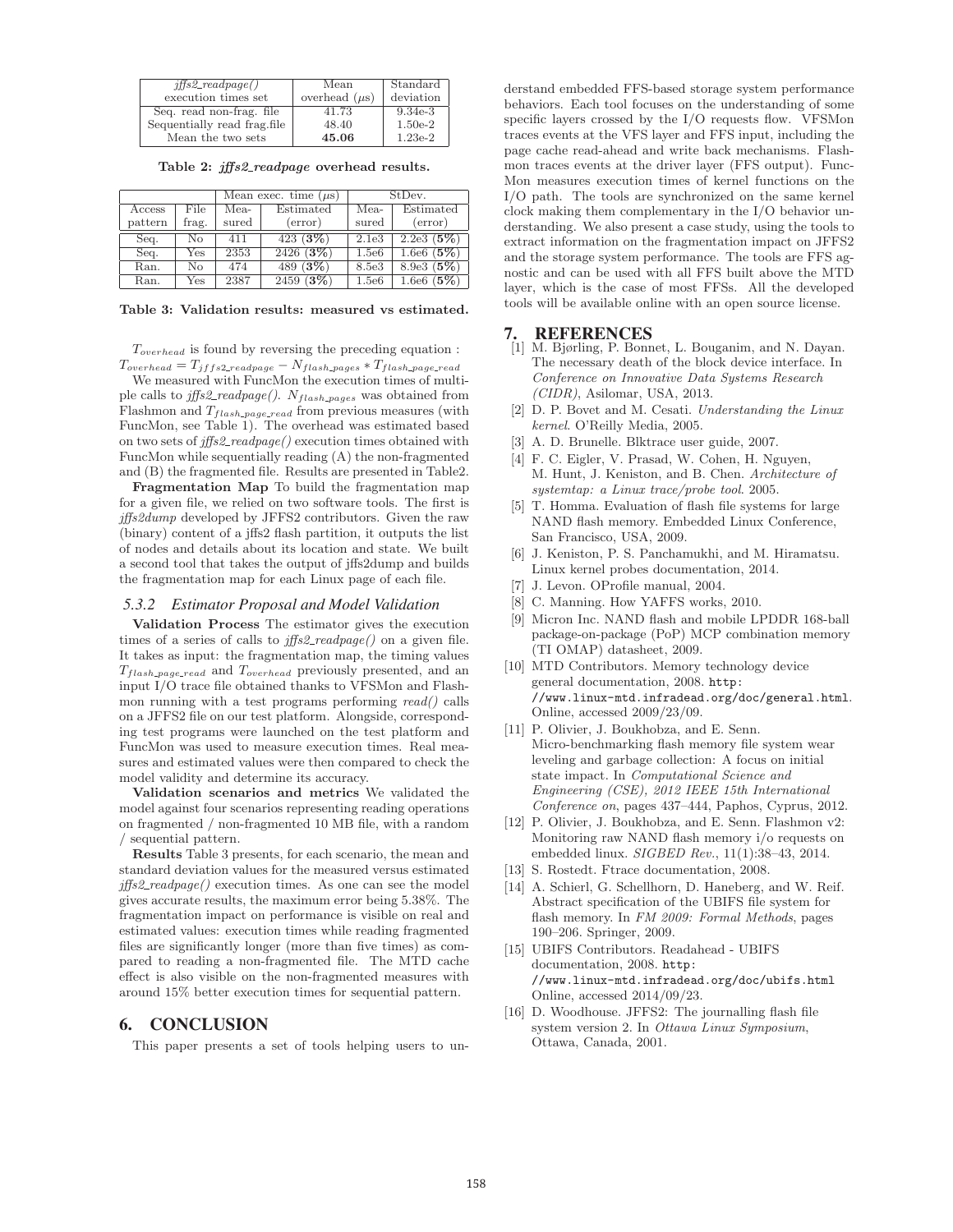| *jffs2_readpage()* execution times set | Mean overhead ($\mu$s) | Standard deviation |
|---|---|---|
| Seq. read non-frag. file | 41.73 | 9.34e-3 |
| Sequentially read frag.file | 48.40 | 1.50e-2 |
| Mean the two sets | **45.06** | 1.23e-2 |

**Table 2: *jffs2_readpage* overhead results.**

| | | Mean exec. time ($\mu$s) | | StDev. | |
|---|---|---|---|---|---|
| Access pattern | File frag. | Mea-sured | Estimated (error) | Mea-sured | Estimated (error) |
| Seq. | No | 411 | 423 (**3%**) | 2.1e3 | 2.2e3 (**5%**) |
| Seq. | Yes | 2353 | 2426 (**3%**) | 1.5e6 | 1.6e6 (**5%**) |
| Ran. | No | 474 | 489 (**3%**) | 8.5e3 | 8.9e3 (**5%**) |
| Ran. | Yes | 2387 | 2459 (**3%**) | 1.5e6 | 1.6e6 (**5%**) |

**Table 3: Validation results: measured vs estimated.**

$T_{overhead}$ is found by reversing the preceding equation : $T_{overhead} = T_{jffs2\_readpage} - N_{flash\_pages} * T_{flash\_page\_read}$

We measured with FuncMon the execution times of multiple calls to *jffs2_readpage()*. $N_{flash\_pages}$ was obtained from Flashmon and $T_{flash\_page\_read}$ from previous measures (with FuncMon, see Table 1). The overhead was estimated based on two sets of *jffs2_readpage()* execution times obtained with FuncMon while sequentially reading (A) the non-fragmented and (B) the fragmented file. Results are presented in Table2.

**Fragmentation Map** To build the fragmentation map for a given file, we relied on two software tools. The first is *jffs2dump* developed by JFFS2 contributors. Given the raw (binary) content of a jffs2 flash partition, it outputs the list of nodes and details about its location and state. We built a second tool that takes the output of jffs2dump and builds the fragmentation map for each Linux page of each file.

### 5.3.2 Estimator Proposal and Model Validation

**Validation Process** The estimator gives the execution times of a series of calls to *jffs2_readpage()* on a given file. It takes as input: the fragmentation map, the timing values $T_{flash\_page\_read}$ and $T_{overhead}$ previously presented, and an input I/O trace file obtained thanks to VFSMon and Flashmon running with a test programs performing *read()* calls on a JFFS2 file on our test platform. Alongside, corresponding test programs were launched on the test platform and FuncMon was used to measure execution times. Real measures and estimated values were then compared to check the model validity and determine its accuracy.

**Validation scenarios and metrics** We validated the model against four scenarios representing reading operations on fragmented / non-fragmented 10 MB file, with a random / sequential pattern.

**Results** Table 3 presents, for each scenario, the mean and standard deviation values for the measured versus estimated *jffs2_readpage()* execution times. As one can see the model gives accurate results, the maximum error being 5.38%. The fragmentation impact on performance is visible on real and estimated values: execution times while reading fragmented files are significantly longer (more than five times) as compared to reading a non-fragmented file. The MTD cache effect is also visible on the non-fragmented measures with around 15% better execution times for sequential pattern.

## 6. CONCLUSION

This paper presents a set of tools helping users to understand embedded FFS-based storage system performance behaviors. Each tool focuses on the understanding of some specific layers crossed by the I/O requests flow. VFSMon traces events at the VFS layer and FFS input, including the page cache read-ahead and write back mechanisms. Flashmon traces events at the driver layer (FFS output). FuncMon measures execution times of kernel functions on the I/O path. The tools are synchronized on the same kernel clock making them complementary in the I/O behavior understanding. We also present a case study, using the tools to extract information on the fragmentation impact on JFFS2 and the storage system performance. The tools are FFS agnostic and can be used with all FFS built above the MTD layer, which is the case of most FFSs. All the developed tools will be available online with an open source license.

## 7. REFERENCES

[1] M. Bjørling, P. Bonnet, L. Bouganim, and N. Dayan. The necessary death of the block device interface. In *Conference on Innovative Data Systems Research (CIDR)*, Asilomar, USA, 2013.

[2] D. P. Bovet and M. Cesati. *Understanding the Linux kernel*. O'Reilly Media, 2005.

[3] A. D. Brunelle. Blktrace user guide, 2007.

[4] F. C. Eigler, V. Prasad, W. Cohen, H. Nguyen, M. Hunt, J. Keniston, and B. Chen. *Architecture of systemtap: a Linux trace/probe tool*. 2005.

[5] T. Homma. Evaluation of flash file systems for large NAND flash memory. Embedded Linux Conference, San Francisco, USA, 2009.

[6] J. Keniston, P. S. Panchamukhi, and M. Hiramatsu. Linux kernel probes documentation, 2014.

[7] J. Levon. OProfile manual, 2004.

[8] C. Manning. How YAFFS works, 2010.

[9] Micron Inc. NAND flash and mobile LPDDR 168-ball package-on-package (PoP) MCP combination memory (TI OMAP) datasheet, 2009.

[10] MTD Contributors. Memory technology device general documentation, 2008. `http://www.linux-mtd.infradead.org/doc/general.html`. Online, accessed 2009/23/09.

[11] P. Olivier, J. Boukhobza, and E. Senn. Micro-benchmarking flash memory file system wear leveling and garbage collection: A focus on initial state impact. In *Computational Science and Engineering (CSE), 2012 IEEE 15th International Conference on*, pages 437–444, Paphos, Cyprus, 2012.

[12] P. Olivier, J. Boukhobza, and E. Senn. Flashmon v2: Monitoring raw NAND flash memory i/o requests on embedded linux. *SIGBED Rev.*, 11(1):38–43, 2014.

[13] S. Rostedt. Ftrace documentation, 2008.

[14] A. Schierl, G. Schellhorn, D. Haneberg, and W. Reif. Abstract specification of the UBIFS file system for flash memory. In *FM 2009: Formal Methods*, pages 190–206. Springer, 2009.

[15] UBIFS Contributors. Readahead - UBIFS documentation, 2008. `http://www.linux-mtd.infradead.org/doc/ubifs.html` Online, accessed 2014/09/23.

[16] D. Woodhouse. JFFS2: The journalling flash file system version 2. In *Ottawa Linux Symposium*, Ottawa, Canada, 2001.